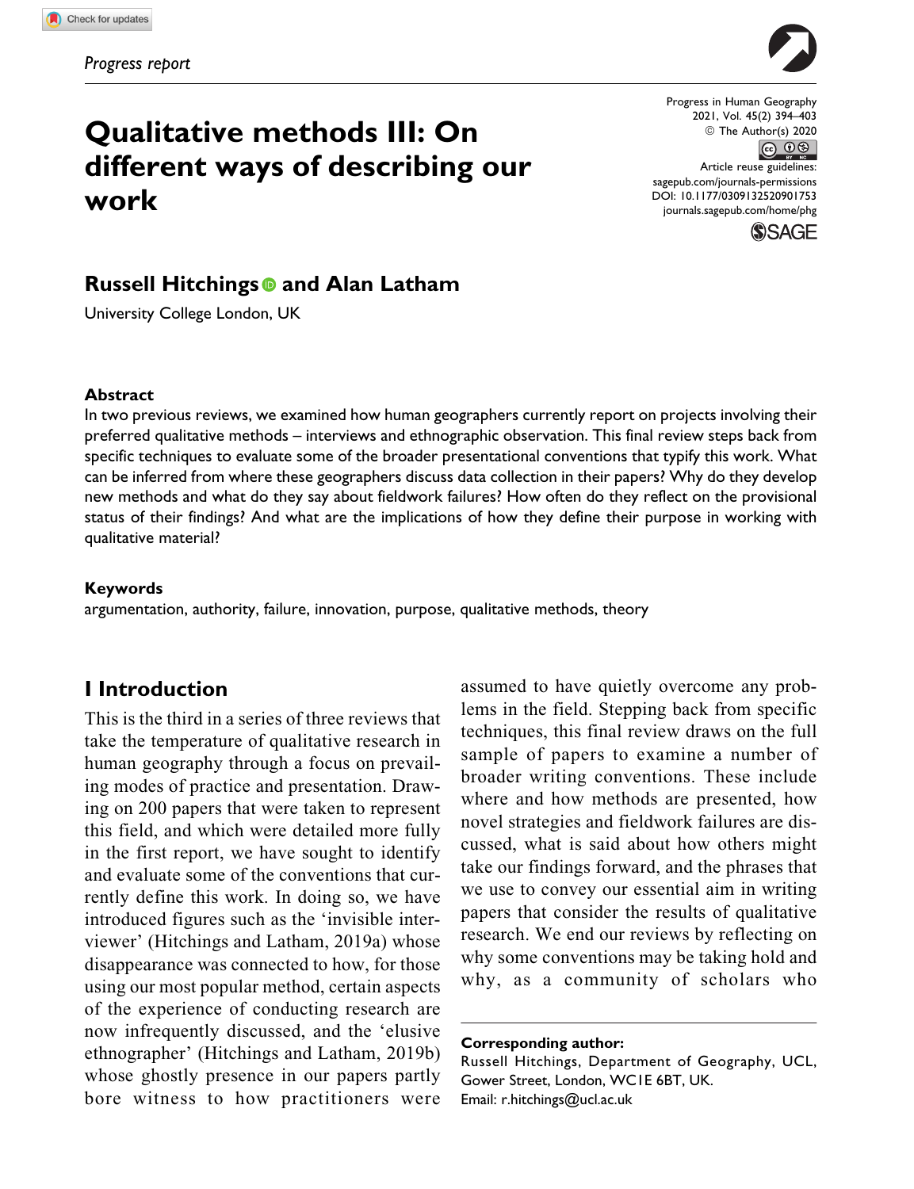Progress report

# Qualitative methods III: On different ways of describing our work

**Russell Hitchings and Alan Latham**

University College London, UK

Progress in Human Geography
2021, Vol. 45(2) 394–403
© The Author(s) 2020
Article reuse guidelines:
sagepub.com/journals-permissions
DOI: 10.1177/0309132520901753
journals.sagepub.com/home/phg

### Abstract

In two previous reviews, we examined how human geographers currently report on projects involving their preferred qualitative methods – interviews and ethnographic observation. This final review steps back from specific techniques to evaluate some of the broader presentational conventions that typify this work. What can be inferred from where these geographers discuss data collection in their papers? Why do they develop new methods and what do they say about fieldwork failures? How often do they reflect on the provisional status of their findings? And what are the implications of how they define their purpose in working with qualitative material?

### Keywords

argumentation, authority, failure, innovation, purpose, qualitative methods, theory

## I Introduction

This is the third in a series of three reviews that take the temperature of qualitative research in human geography through a focus on prevailing modes of practice and presentation. Drawing on 200 papers that were taken to represent this field, and which were detailed more fully in the first report, we have sought to identify and evaluate some of the conventions that currently define this work. In doing so, we have introduced figures such as the 'invisible interviewer' (Hitchings and Latham, 2019a) whose disappearance was connected to how, for those using our most popular method, certain aspects of the experience of conducting research are now infrequently discussed, and the 'elusive ethnographer' (Hitchings and Latham, 2019b) whose ghostly presence in our papers partly bore witness to how practitioners were assumed to have quietly overcome any problems in the field. Stepping back from specific techniques, this final review draws on the full sample of papers to examine a number of broader writing conventions. These include where and how methods are presented, how novel strategies and fieldwork failures are discussed, what is said about how others might take our findings forward, and the phrases that we use to convey our essential aim in writing papers that consider the results of qualitative research. We end our reviews by reflecting on why some conventions may be taking hold and why, as a community of scholars who

**Corresponding author:**
Russell Hitchings, Department of Geography, UCL, Gower Street, London, WC1E 6BT, UK.
Email: r.hitchings@ucl.ac.uk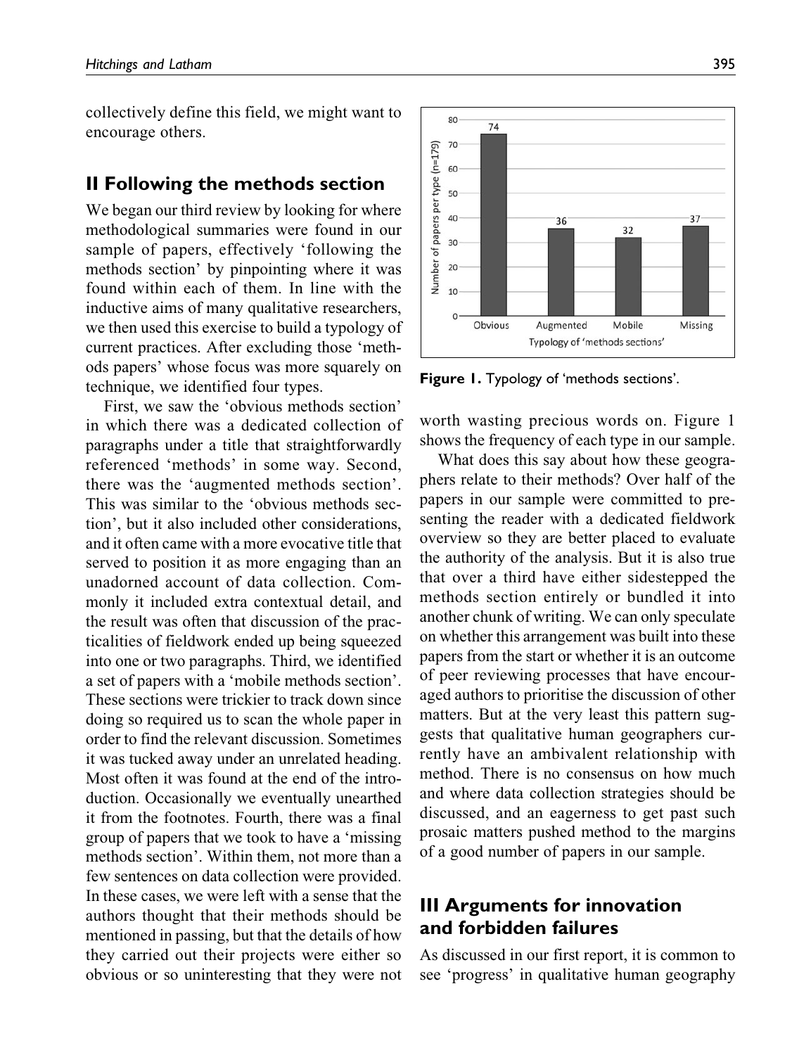collectively define this field, we might want to encourage others.

## II Following the methods section

We began our third review by looking for where methodological summaries were found in our sample of papers, effectively 'following the methods section' by pinpointing where it was found within each of them. In line with the inductive aims of many qualitative researchers, we then used this exercise to build a typology of current practices. After excluding those 'methods papers' whose focus was more squarely on technique, we identified four types.

First, we saw the 'obvious methods section' in which there was a dedicated collection of paragraphs under a title that straightforwardly referenced 'methods' in some way. Second, there was the 'augmented methods section'. This was similar to the 'obvious methods section', but it also included other considerations, and it often came with a more evocative title that served to position it as more engaging than an unadorned account of data collection. Commonly it included extra contextual detail, and the result was often that discussion of the practicalities of fieldwork ended up being squeezed into one or two paragraphs. Third, we identified a set of papers with a 'mobile methods section'. These sections were trickier to track down since doing so required us to scan the whole paper in order to find the relevant discussion. Sometimes it was tucked away under an unrelated heading. Most often it was found at the end of the introduction. Occasionally we eventually unearthed it from the footnotes. Fourth, there was a final group of papers that we took to have a 'missing methods section'. Within them, not more than a few sentences on data collection were provided. In these cases, we were left with a sense that the authors thought that their methods should be mentioned in passing, but that the details of how they carried out their projects were either so obvious or so uninteresting that they were not worth wasting precious words on. Figure 1 shows the frequency of each type in our sample.

Number of papers per type (n=179)

0
10
20
30
40
50
60
70
80

74
36
32
37

Obvious
Augmented
Mobile
Missing

Typology of 'methods sections'

**Figure 1.** Typology of 'methods sections'.

What does this say about how these geographers relate to their methods? Over half of the papers in our sample were committed to presenting the reader with a dedicated fieldwork overview so they are better placed to evaluate the authority of the analysis. But it is also true that over a third have either sidestepped the methods section entirely or bundled it into another chunk of writing. We can only speculate on whether this arrangement was built into these papers from the start or whether it is an outcome of peer reviewing processes that have encouraged authors to prioritise the discussion of other matters. But at the very least this pattern suggests that qualitative human geographers currently have an ambivalent relationship with method. There is no consensus on how much and where data collection strategies should be discussed, and an eagerness to get past such prosaic matters pushed method to the margins of a good number of papers in our sample.

## III Arguments for innovation and forbidden failures

As discussed in our first report, it is common to see 'progress' in qualitative human geography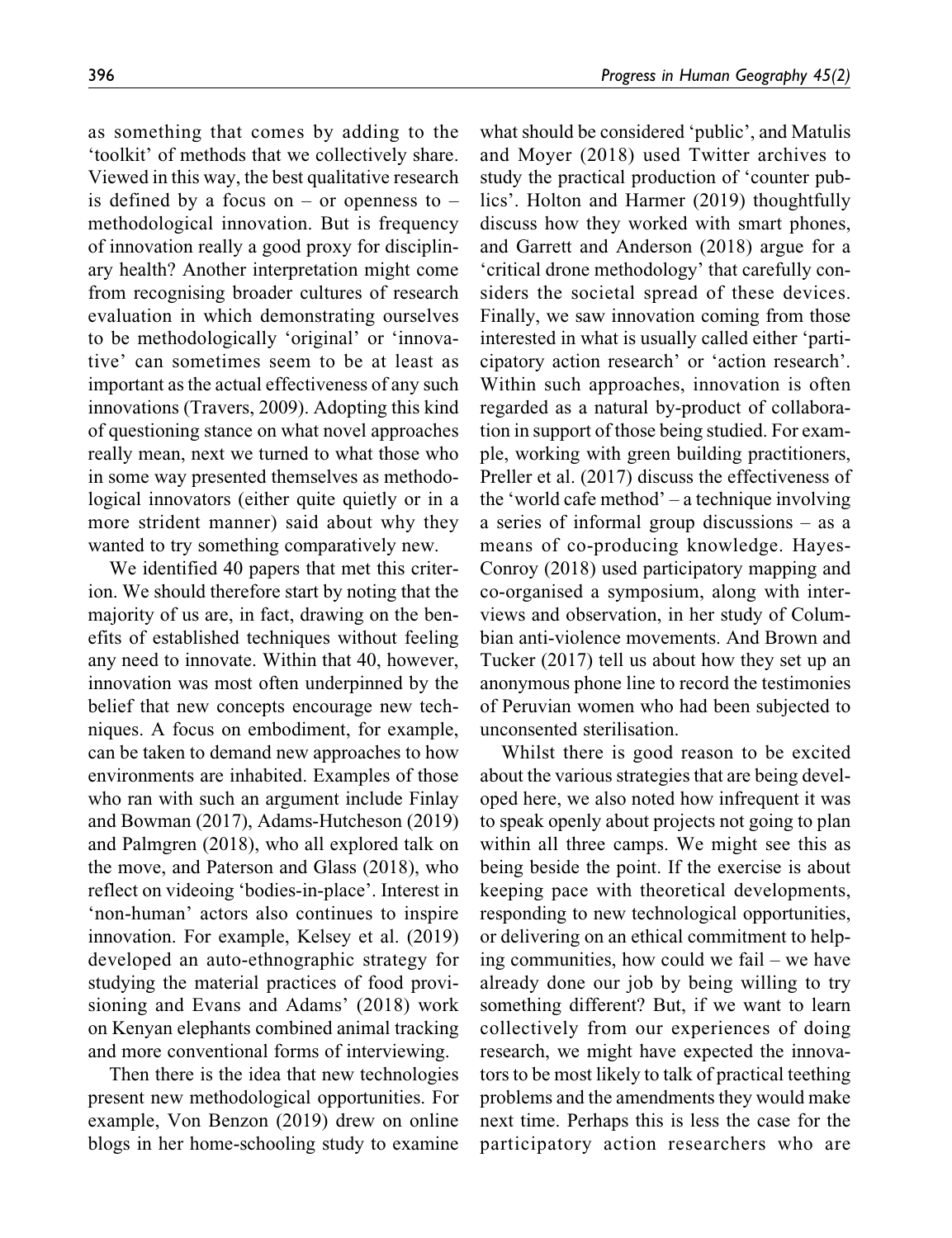as something that comes by adding to the 'toolkit' of methods that we collectively share. Viewed in this way, the best qualitative research is defined by a focus on – or openness to – methodological innovation. But is frequency of innovation really a good proxy for disciplinary health? Another interpretation might come from recognising broader cultures of research evaluation in which demonstrating ourselves to be methodologically 'original' or 'innovative' can sometimes seem to be at least as important as the actual effectiveness of any such innovations (Travers, 2009). Adopting this kind of questioning stance on what novel approaches really mean, next we turned to what those who in some way presented themselves as methodological innovators (either quite quietly or in a more strident manner) said about why they wanted to try something comparatively new.

We identified 40 papers that met this criterion. We should therefore start by noting that the majority of us are, in fact, drawing on the benefits of established techniques without feeling any need to innovate. Within that 40, however, innovation was most often underpinned by the belief that new concepts encourage new techniques. A focus on embodiment, for example, can be taken to demand new approaches to how environments are inhabited. Examples of those who ran with such an argument include Finlay and Bowman (2017), Adams-Hutcheson (2019) and Palmgren (2018), who all explored talk on the move, and Paterson and Glass (2018), who reflect on videoing 'bodies-in-place'. Interest in 'non-human' actors also continues to inspire innovation. For example, Kelsey et al. (2019) developed an auto-ethnographic strategy for studying the material practices of food provisioning and Evans and Adams' (2018) work on Kenyan elephants combined animal tracking and more conventional forms of interviewing.

Then there is the idea that new technologies present new methodological opportunities. For example, Von Benzon (2019) drew on online blogs in her home-schooling study to examine what should be considered 'public', and Matulis and Moyer (2018) used Twitter archives to study the practical production of 'counter publics'. Holton and Harmer (2019) thoughtfully discuss how they worked with smart phones, and Garrett and Anderson (2018) argue for a 'critical drone methodology' that carefully considers the societal spread of these devices. Finally, we saw innovation coming from those interested in what is usually called either 'participatory action research' or 'action research'. Within such approaches, innovation is often regarded as a natural by-product of collaboration in support of those being studied. For example, working with green building practitioners, Preller et al. (2017) discuss the effectiveness of the 'world cafe method' – a technique involving a series of informal group discussions – as a means of co-producing knowledge. Hayes-Conroy (2018) used participatory mapping and co-organised a symposium, along with interviews and observation, in her study of Columbian anti-violence movements. And Brown and Tucker (2017) tell us about how they set up an anonymous phone line to record the testimonies of Peruvian women who had been subjected to unconsented sterilisation.

Whilst there is good reason to be excited about the various strategies that are being developed here, we also noted how infrequent it was to speak openly about projects not going to plan within all three camps. We might see this as being beside the point. If the exercise is about keeping pace with theoretical developments, responding to new technological opportunities, or delivering on an ethical commitment to helping communities, how could we fail – we have already done our job by being willing to try something different? But, if we want to learn collectively from our experiences of doing research, we might have expected the innovators to be most likely to talk of practical teething problems and the amendments they would make next time. Perhaps this is less the case for the participatory action researchers who are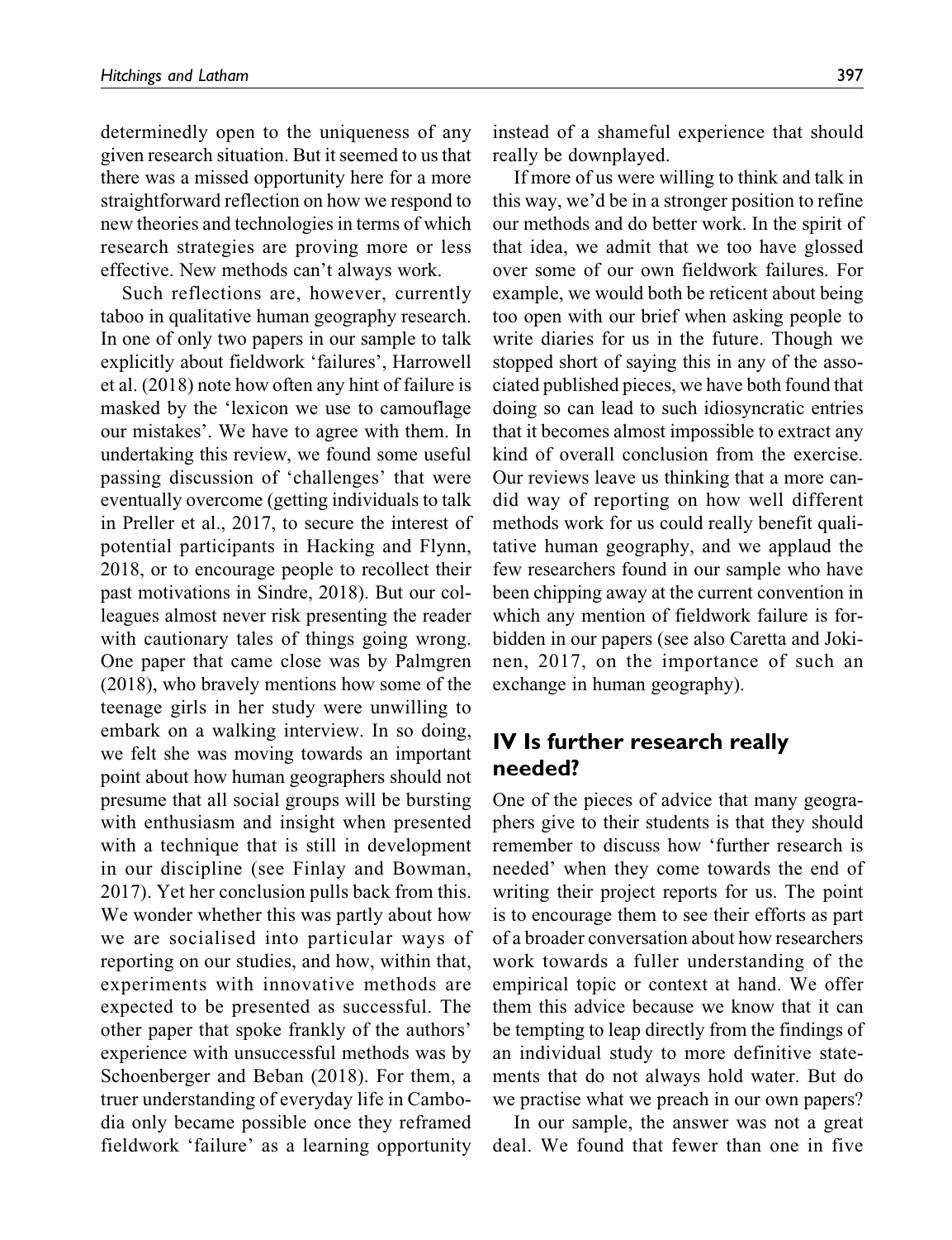determinedly open to the uniqueness of any given research situation. But it seemed to us that there was a missed opportunity here for a more straightforward reflection on how we respond to new theories and technologies in terms of which research strategies are proving more or less effective. New methods can't always work.

Such reflections are, however, currently taboo in qualitative human geography research. In one of only two papers in our sample to talk explicitly about fieldwork 'failures', Harrowell et al. (2018) note how often any hint of failure is masked by the 'lexicon we use to camouflage our mistakes'. We have to agree with them. In undertaking this review, we found some useful passing discussion of 'challenges' that were eventually overcome (getting individuals to talk in Preller et al., 2017, to secure the interest of potential participants in Hacking and Flynn, 2018, or to encourage people to recollect their past motivations in Sindre, 2018). But our colleagues almost never risk presenting the reader with cautionary tales of things going wrong. One paper that came close was by Palmgren (2018), who bravely mentions how some of the teenage girls in her study were unwilling to embark on a walking interview. In so doing, we felt she was moving towards an important point about how human geographers should not presume that all social groups will be bursting with enthusiasm and insight when presented with a technique that is still in development in our discipline (see Finlay and Bowman, 2017). Yet her conclusion pulls back from this. We wonder whether this was partly about how we are socialised into particular ways of reporting on our studies, and how, within that, experiments with innovative methods are expected to be presented as successful. The other paper that spoke frankly of the authors' experience with unsuccessful methods was by Schoenberger and Beban (2018). For them, a truer understanding of everyday life in Cambodia only became possible once they reframed fieldwork 'failure' as a learning opportunity instead of a shameful experience that should really be downplayed.

If more of us were willing to think and talk in this way, we'd be in a stronger position to refine our methods and do better work. In the spirit of that idea, we admit that we too have glossed over some of our own fieldwork failures. For example, we would both be reticent about being too open with our brief when asking people to write diaries for us in the future. Though we stopped short of saying this in any of the associated published pieces, we have both found that doing so can lead to such idiosyncratic entries that it becomes almost impossible to extract any kind of overall conclusion from the exercise. Our reviews leave us thinking that a more candid way of reporting on how well different methods work for us could really benefit qualitative human geography, and we applaud the few researchers found in our sample who have been chipping away at the current convention in which any mention of fieldwork failure is forbidden in our papers (see also Caretta and Jokinen, 2017, on the importance of such an exchange in human geography).

## IV Is further research really needed?

One of the pieces of advice that many geographers give to their students is that they should remember to discuss how 'further research is needed' when they come towards the end of writing their project reports for us. The point is to encourage them to see their efforts as part of a broader conversation about how researchers work towards a fuller understanding of the empirical topic or context at hand. We offer them this advice because we know that it can be tempting to leap directly from the findings of an individual study to more definitive statements that do not always hold water. But do we practise what we preach in our own papers?

In our sample, the answer was not a great deal. We found that fewer than one in five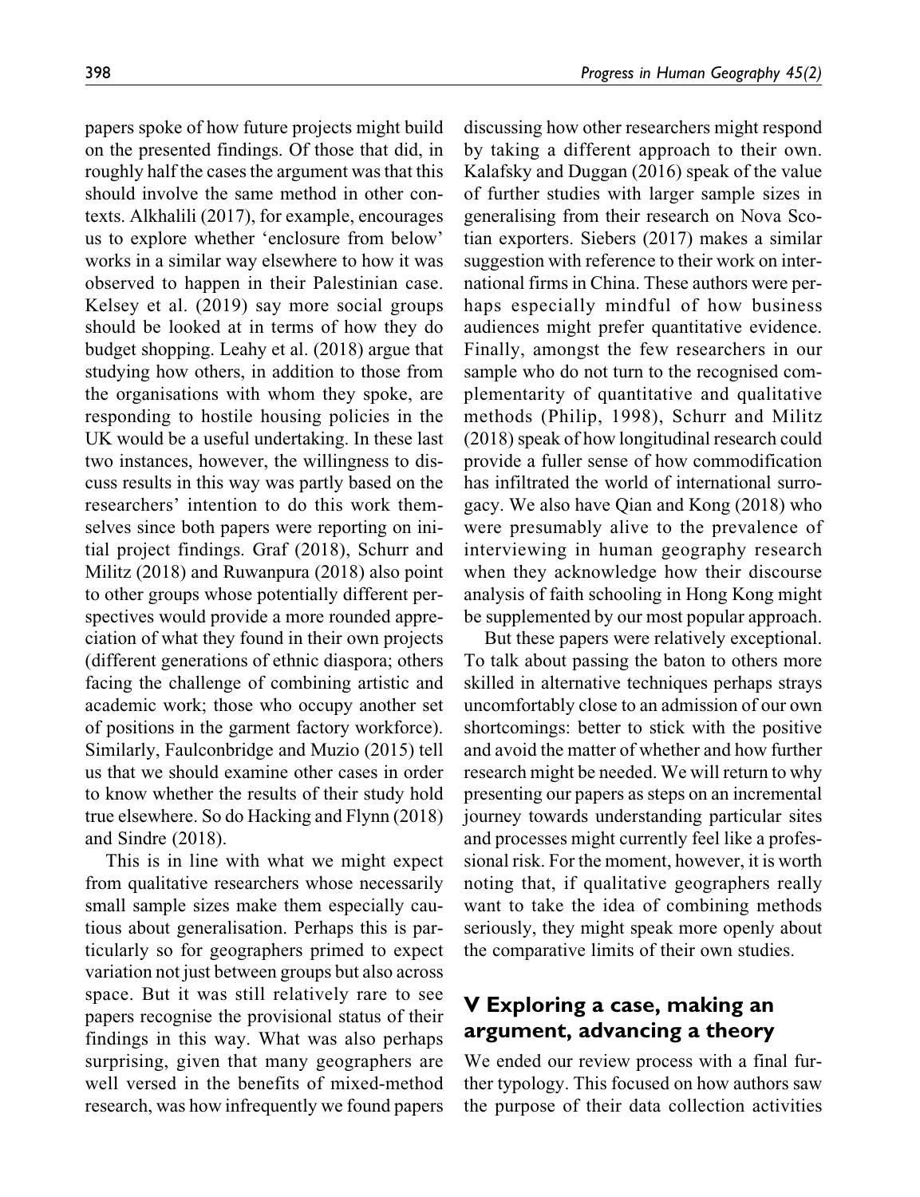papers spoke of how future projects might build on the presented findings. Of those that did, in roughly half the cases the argument was that this should involve the same method in other contexts. Alkhalili (2017), for example, encourages us to explore whether 'enclosure from below' works in a similar way elsewhere to how it was observed to happen in their Palestinian case. Kelsey et al. (2019) say more social groups should be looked at in terms of how they do budget shopping. Leahy et al. (2018) argue that studying how others, in addition to those from the organisations with whom they spoke, are responding to hostile housing policies in the UK would be a useful undertaking. In these last two instances, however, the willingness to discuss results in this way was partly based on the researchers' intention to do this work themselves since both papers were reporting on initial project findings. Graf (2018), Schurr and Militz (2018) and Ruwanpura (2018) also point to other groups whose potentially different perspectives would provide a more rounded appreciation of what they found in their own projects (different generations of ethnic diaspora; others facing the challenge of combining artistic and academic work; those who occupy another set of positions in the garment factory workforce). Similarly, Faulconbridge and Muzio (2015) tell us that we should examine other cases in order to know whether the results of their study hold true elsewhere. So do Hacking and Flynn (2018) and Sindre (2018).

This is in line with what we might expect from qualitative researchers whose necessarily small sample sizes make them especially cautious about generalisation. Perhaps this is particularly so for geographers primed to expect variation not just between groups but also across space. But it was still relatively rare to see papers recognise the provisional status of their findings in this way. What was also perhaps surprising, given that many geographers are well versed in the benefits of mixed-method research, was how infrequently we found papers discussing how other researchers might respond by taking a different approach to their own. Kalafsky and Duggan (2016) speak of the value of further studies with larger sample sizes in generalising from their research on Nova Scotian exporters. Siebers (2017) makes a similar suggestion with reference to their work on international firms in China. These authors were perhaps especially mindful of how business audiences might prefer quantitative evidence. Finally, amongst the few researchers in our sample who do not turn to the recognised complementarity of quantitative and qualitative methods (Philip, 1998), Schurr and Militz (2018) speak of how longitudinal research could provide a fuller sense of how commodification has infiltrated the world of international surrogacy. We also have Qian and Kong (2018) who were presumably alive to the prevalence of interviewing in human geography research when they acknowledge how their discourse analysis of faith schooling in Hong Kong might be supplemented by our most popular approach.

But these papers were relatively exceptional. To talk about passing the baton to others more skilled in alternative techniques perhaps strays uncomfortably close to an admission of our own shortcomings: better to stick with the positive and avoid the matter of whether and how further research might be needed. We will return to why presenting our papers as steps on an incremental journey towards understanding particular sites and processes might currently feel like a professional risk. For the moment, however, it is worth noting that, if qualitative geographers really want to take the idea of combining methods seriously, they might speak more openly about the comparative limits of their own studies.

## V Exploring a case, making an argument, advancing a theory

We ended our review process with a final further typology. This focused on how authors saw the purpose of their data collection activities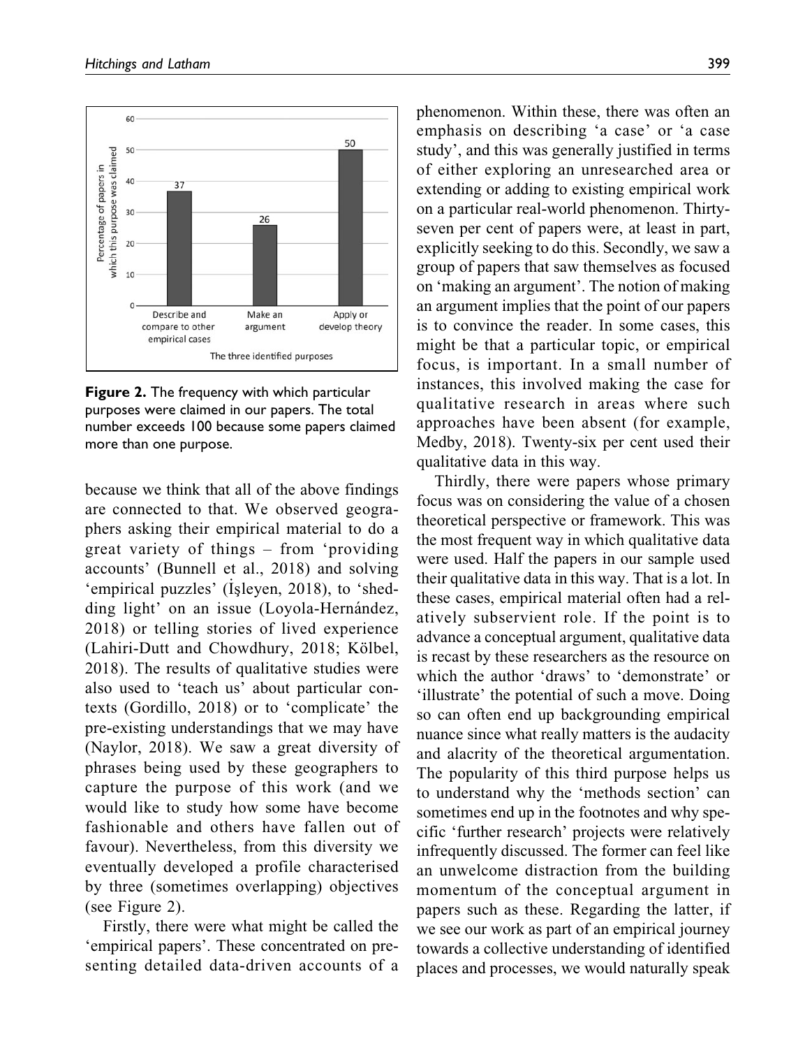60
50
40
30
20
10
0

Percentage of papers in which this purpose was claimed

37
26
50

Describe and compare to other empirical cases

Make an argument

Apply or develop theory

The three identified purposes

**Figure 2.** The frequency with which particular purposes were claimed in our papers. The total number exceeds 100 because some papers claimed more than one purpose.

because we think that all of the above findings are connected to that. We observed geographers asking their empirical material to do a great variety of things – from 'providing accounts' (Bunnell et al., 2018) and solving 'empirical puzzles' (İşleyen, 2018), to 'shedding light' on an issue (Loyola-Hernández, 2018) or telling stories of lived experience (Lahiri-Dutt and Chowdhury, 2018; Kölbel, 2018). The results of qualitative studies were also used to 'teach us' about particular contexts (Gordillo, 2018) or to 'complicate' the pre-existing understandings that we may have (Naylor, 2018). We saw a great diversity of phrases being used by these geographers to capture the purpose of this work (and we would like to study how some have become fashionable and others have fallen out of favour). Nevertheless, from this diversity we eventually developed a profile characterised by three (sometimes overlapping) objectives (see Figure 2).

Firstly, there were what might be called the 'empirical papers'. These concentrated on presenting detailed data-driven accounts of a phenomenon. Within these, there was often an emphasis on describing 'a case' or 'a case study', and this was generally justified in terms of either exploring an unresearched area or extending or adding to existing empirical work on a particular real-world phenomenon. Thirty-seven per cent of papers were, at least in part, explicitly seeking to do this. Secondly, we saw a group of papers that saw themselves as focused on 'making an argument'. The notion of making an argument implies that the point of our papers is to convince the reader. In some cases, this might be that a particular topic, or empirical focus, is important. In a small number of instances, this involved making the case for qualitative research in areas where such approaches have been absent (for example, Medby, 2018). Twenty-six per cent used their qualitative data in this way.

Thirdly, there were papers whose primary focus was on considering the value of a chosen theoretical perspective or framework. This was the most frequent way in which qualitative data were used. Half the papers in our sample used their qualitative data in this way. That is a lot. In these cases, empirical material often had a relatively subservient role. If the point is to advance a conceptual argument, qualitative data is recast by these researchers as the resource on which the author 'draws' to 'demonstrate' or 'illustrate' the potential of such a move. Doing so can often end up backgrounding empirical nuance since what really matters is the audacity and alacrity of the theoretical argumentation. The popularity of this third purpose helps us to understand why the 'methods section' can sometimes end up in the footnotes and why specific 'further research' projects were relatively infrequently discussed. The former can feel like an unwelcome distraction from the building momentum of the conceptual argument in papers such as these. Regarding the latter, if we see our work as part of an empirical journey towards a collective understanding of identified places and processes, we would naturally speak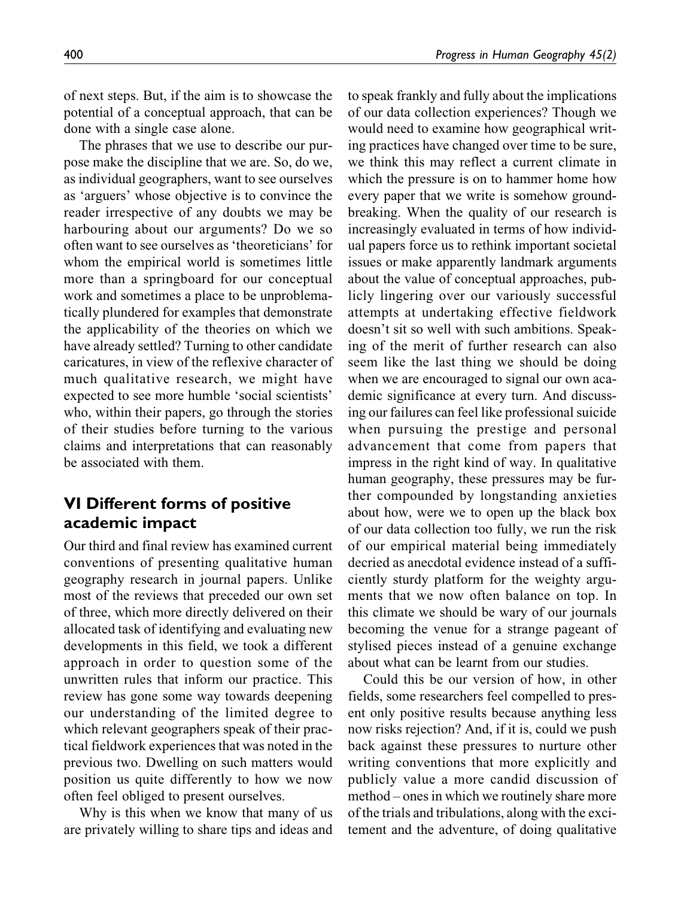of next steps. But, if the aim is to showcase the potential of a conceptual approach, that can be done with a single case alone.

The phrases that we use to describe our purpose make the discipline that we are. So, do we, as individual geographers, want to see ourselves as 'arguers' whose objective is to convince the reader irrespective of any doubts we may be harbouring about our arguments? Do we so often want to see ourselves as 'theoreticians' for whom the empirical world is sometimes little more than a springboard for our conceptual work and sometimes a place to be unproblematically plundered for examples that demonstrate the applicability of the theories on which we have already settled? Turning to other candidate caricatures, in view of the reflexive character of much qualitative research, we might have expected to see more humble 'social scientists' who, within their papers, go through the stories of their studies before turning to the various claims and interpretations that can reasonably be associated with them.

## VI Different forms of positive academic impact

Our third and final review has examined current conventions of presenting qualitative human geography research in journal papers. Unlike most of the reviews that preceded our own set of three, which more directly delivered on their allocated task of identifying and evaluating new developments in this field, we took a different approach in order to question some of the unwritten rules that inform our practice. This review has gone some way towards deepening our understanding of the limited degree to which relevant geographers speak of their practical fieldwork experiences that was noted in the previous two. Dwelling on such matters would position us quite differently to how we now often feel obliged to present ourselves.

Why is this when we know that many of us are privately willing to share tips and ideas and to speak frankly and fully about the implications of our data collection experiences? Though we would need to examine how geographical writing practices have changed over time to be sure, we think this may reflect a current climate in which the pressure is on to hammer home how every paper that we write is somehow groundbreaking. When the quality of our research is increasingly evaluated in terms of how individual papers force us to rethink important societal issues or make apparently landmark arguments about the value of conceptual approaches, publicly lingering over our variously successful attempts at undertaking effective fieldwork doesn't sit so well with such ambitions. Speaking of the merit of further research can also seem like the last thing we should be doing when we are encouraged to signal our own academic significance at every turn. And discussing our failures can feel like professional suicide when pursuing the prestige and personal advancement that come from papers that impress in the right kind of way. In qualitative human geography, these pressures may be further compounded by longstanding anxieties about how, were we to open up the black box of our data collection too fully, we run the risk of our empirical material being immediately decried as anecdotal evidence instead of a sufficiently sturdy platform for the weighty arguments that we now often balance on top. In this climate we should be wary of our journals becoming the venue for a strange pageant of stylised pieces instead of a genuine exchange about what can be learnt from our studies.

Could this be our version of how, in other fields, some researchers feel compelled to present only positive results because anything less now risks rejection? And, if it is, could we push back against these pressures to nurture other writing conventions that more explicitly and publicly value a more candid discussion of method – ones in which we routinely share more of the trials and tribulations, along with the excitement and the adventure, of doing qualitative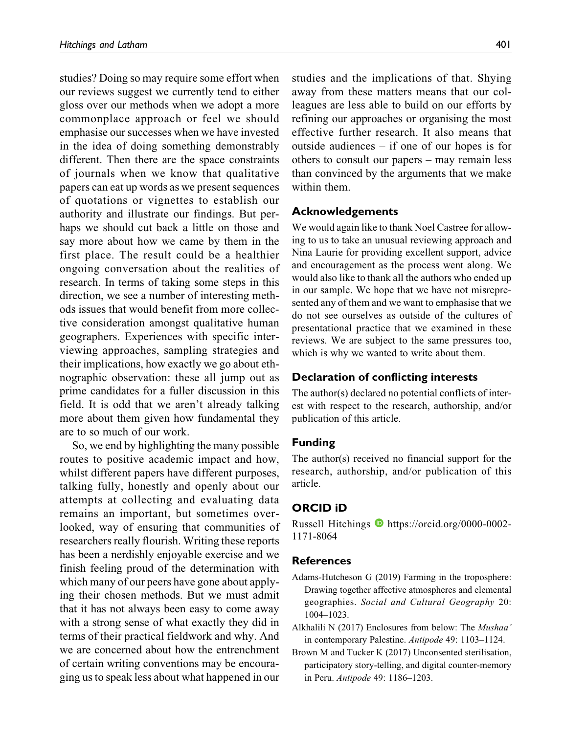studies? Doing so may require some effort when our reviews suggest we currently tend to either gloss over our methods when we adopt a more commonplace approach or feel we should emphasise our successes when we have invested in the idea of doing something demonstrably different. Then there are the space constraints of journals when we know that qualitative papers can eat up words as we present sequences of quotations or vignettes to establish our authority and illustrate our findings. But perhaps we should cut back a little on those and say more about how we came by them in the first place. The result could be a healthier ongoing conversation about the realities of research. In terms of taking some steps in this direction, we see a number of interesting methods issues that would benefit from more collective consideration amongst qualitative human geographers. Experiences with specific interviewing approaches, sampling strategies and their implications, how exactly we go about ethnographic observation: these all jump out as prime candidates for a fuller discussion in this field. It is odd that we aren't already talking more about them given how fundamental they are to so much of our work.

So, we end by highlighting the many possible routes to positive academic impact and how, whilst different papers have different purposes, talking fully, honestly and openly about our attempts at collecting and evaluating data remains an important, but sometimes overlooked, way of ensuring that communities of researchers really flourish. Writing these reports has been a nerdishly enjoyable exercise and we finish feeling proud of the determination with which many of our peers have gone about applying their chosen methods. But we must admit that it has not always been easy to come away with a strong sense of what exactly they did in terms of their practical fieldwork and why. And we are concerned about how the entrenchment of certain writing conventions may be encouraging us to speak less about what happened in our studies and the implications of that. Shying away from these matters means that our colleagues are less able to build on our efforts by refining our approaches or organising the most effective further research. It also means that outside audiences – if one of our hopes is for others to consult our papers – may remain less than convinced by the arguments that we make within them.

## Acknowledgements

We would again like to thank Noel Castree for allowing to us to take an unusual reviewing approach and Nina Laurie for providing excellent support, advice and encouragement as the process went along. We would also like to thank all the authors who ended up in our sample. We hope that we have not misrepresented any of them and we want to emphasise that we do not see ourselves as outside of the cultures of presentational practice that we examined in these reviews. We are subject to the same pressures too, which is why we wanted to write about them.

## Declaration of conflicting interests

The author(s) declared no potential conflicts of interest with respect to the research, authorship, and/or publication of this article.

## Funding

The author(s) received no financial support for the research, authorship, and/or publication of this article.

## ORCID iD

Russell Hitchings https://orcid.org/0000-0002-1171-8064

## References

Adams-Hutcheson G (2019) Farming in the troposphere: Drawing together affective atmospheres and elemental geographies. *Social and Cultural Geography* 20: 1004–1023.

Alkhalili N (2017) Enclosures from below: The *Mushaa'* in contemporary Palestine. *Antipode* 49: 1103–1124.

Brown M and Tucker K (2017) Unconsented sterilisation, participatory story-telling, and digital counter-memory in Peru. *Antipode* 49: 1186–1203.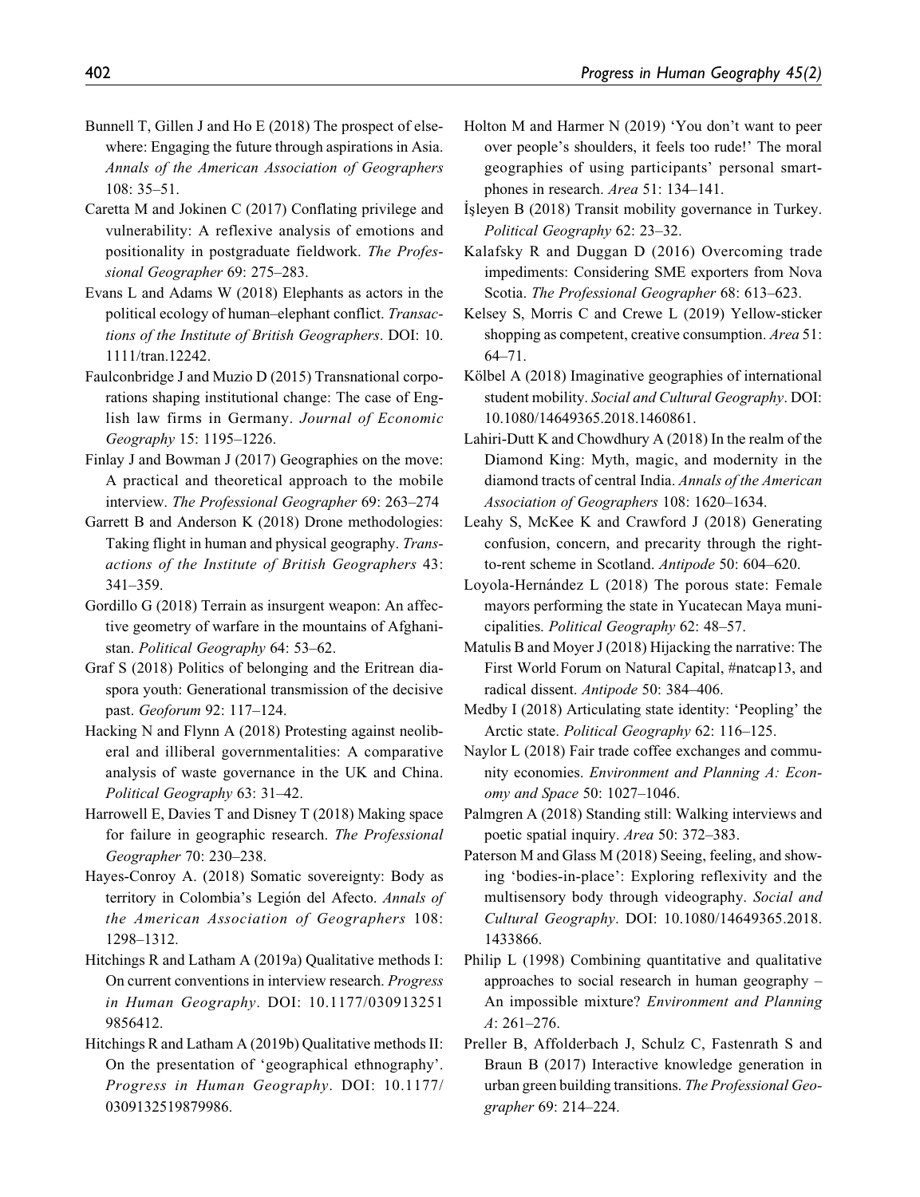Bunnell T, Gillen J and Ho E (2018) The prospect of elsewhere: Engaging the future through aspirations in Asia. *Annals of the American Association of Geographers* 108: 35–51.

Caretta M and Jokinen C (2017) Conflating privilege and vulnerability: A reflexive analysis of emotions and positionality in postgraduate fieldwork. *The Professional Geographer* 69: 275–283.

Evans L and Adams W (2018) Elephants as actors in the political ecology of human–elephant conflict. *Transactions of the Institute of British Geographers*. DOI: 10.1111/tran.12242.

Faulconbridge J and Muzio D (2015) Transnational corporations shaping institutional change: The case of English law firms in Germany. *Journal of Economic Geography* 15: 1195–1226.

Finlay J and Bowman J (2017) Geographies on the move: A practical and theoretical approach to the mobile interview. *The Professional Geographer* 69: 263–274

Garrett B and Anderson K (2018) Drone methodologies: Taking flight in human and physical geography. *Transactions of the Institute of British Geographers* 43: 341–359.

Gordillo G (2018) Terrain as insurgent weapon: An affective geometry of warfare in the mountains of Afghanistan. *Political Geography* 64: 53–62.

Graf S (2018) Politics of belonging and the Eritrean diaspora youth: Generational transmission of the decisive past. *Geoforum* 92: 117–124.

Hacking N and Flynn A (2018) Protesting against neoliberal and illiberal governmentalities: A comparative analysis of waste governance in the UK and China. *Political Geography* 63: 31–42.

Harrowell E, Davies T and Disney T (2018) Making space for failure in geographic research. *The Professional Geographer* 70: 230–238.

Hayes-Conroy A. (2018) Somatic sovereignty: Body as territory in Colombia's Legión del Afecto. *Annals of the American Association of Geographers* 108: 1298–1312.

Hitchings R and Latham A (2019a) Qualitative methods I: On current conventions in interview research. *Progress in Human Geography*. DOI: 10.1177/0309132519856412.

Hitchings R and Latham A (2019b) Qualitative methods II: On the presentation of 'geographical ethnography'. *Progress in Human Geography*. DOI: 10.1177/0309132519879986.

Holton M and Harmer N (2019) 'You don't want to peer over people's shoulders, it feels too rude!' The moral geographies of using participants' personal smartphones in research. *Area* 51: 134–141.

İşleyen B (2018) Transit mobility governance in Turkey. *Political Geography* 62: 23–32.

Kalafsky R and Duggan D (2016) Overcoming trade impediments: Considering SME exporters from Nova Scotia. *The Professional Geographer* 68: 613–623.

Kelsey S, Morris C and Crewe L (2019) Yellow-sticker shopping as competent, creative consumption. *Area* 51: 64–71.

Kölbel A (2018) Imaginative geographies of international student mobility. *Social and Cultural Geography*. DOI: 10.1080/14649365.2018.1460861.

Lahiri-Dutt K and Chowdhury A (2018) In the realm of the Diamond King: Myth, magic, and modernity in the diamond tracts of central India. *Annals of the American Association of Geographers* 108: 1620–1634.

Leahy S, McKee K and Crawford J (2018) Generating confusion, concern, and precarity through the right-to-rent scheme in Scotland. *Antipode* 50: 604–620.

Loyola-Hernández L (2018) The porous state: Female mayors performing the state in Yucatecan Maya municipalities. *Political Geography* 62: 48–57.

Matulis B and Moyer J (2018) Hijacking the narrative: The First World Forum on Natural Capital, #natcap13, and radical dissent. *Antipode* 50: 384–406.

Medby I (2018) Articulating state identity: 'Peopling' the Arctic state. *Political Geography* 62: 116–125.

Naylor L (2018) Fair trade coffee exchanges and community economies. *Environment and Planning A: Economy and Space* 50: 1027–1046.

Palmgren A (2018) Standing still: Walking interviews and poetic spatial inquiry. *Area* 50: 372–383.

Paterson M and Glass M (2018) Seeing, feeling, and showing 'bodies-in-place': Exploring reflexivity and the multisensory body through videography. *Social and Cultural Geography*. DOI: 10.1080/14649365.2018.1433866.

Philip L (1998) Combining quantitative and qualitative approaches to social research in human geography – An impossible mixture? *Environment and Planning A*: 261–276.

Preller B, Affolderbach J, Schulz C, Fastenrath S and Braun B (2017) Interactive knowledge generation in urban green building transitions. *The Professional Geographer* 69: 214–224.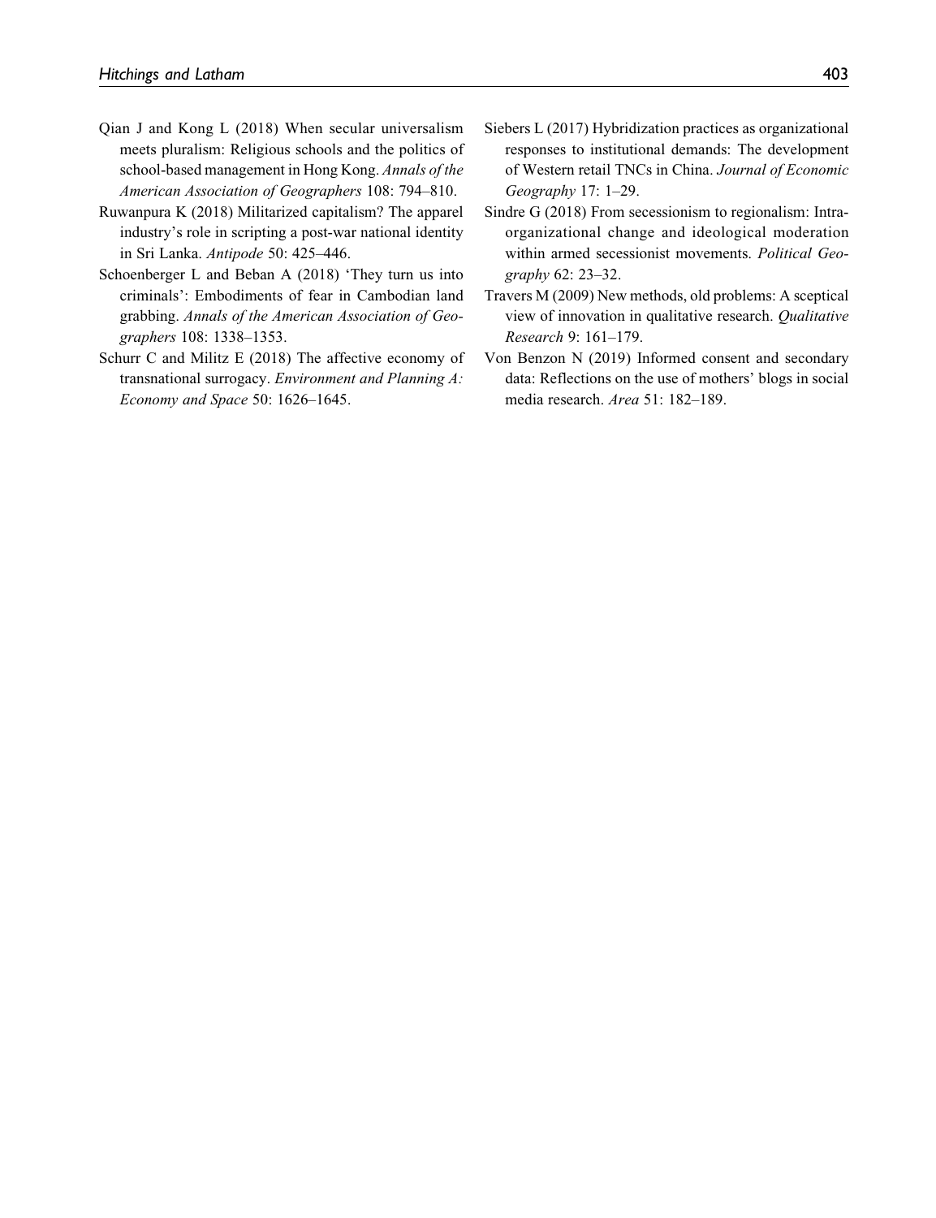Qian J and Kong L (2018) When secular universalism meets pluralism: Religious schools and the politics of school-based management in Hong Kong. *Annals of the American Association of Geographers* 108: 794–810.

Ruwanpura K (2018) Militarized capitalism? The apparel industry's role in scripting a post-war national identity in Sri Lanka. *Antipode* 50: 425–446.

Schoenberger L and Beban A (2018) 'They turn us into criminals': Embodiments of fear in Cambodian land grabbing. *Annals of the American Association of Geographers* 108: 1338–1353.

Schurr C and Militz E (2018) The affective economy of transnational surrogacy. *Environment and Planning A: Economy and Space* 50: 1626–1645.

Siebers L (2017) Hybridization practices as organizational responses to institutional demands: The development of Western retail TNCs in China. *Journal of Economic Geography* 17: 1–29.

Sindre G (2018) From secessionism to regionalism: Intra-organizational change and ideological moderation within armed secessionist movements. *Political Geography* 62: 23–32.

Travers M (2009) New methods, old problems: A sceptical view of innovation in qualitative research. *Qualitative Research* 9: 161–179.

Von Benzon N (2019) Informed consent and secondary data: Reflections on the use of mothers' blogs in social media research. *Area* 51: 182–189.